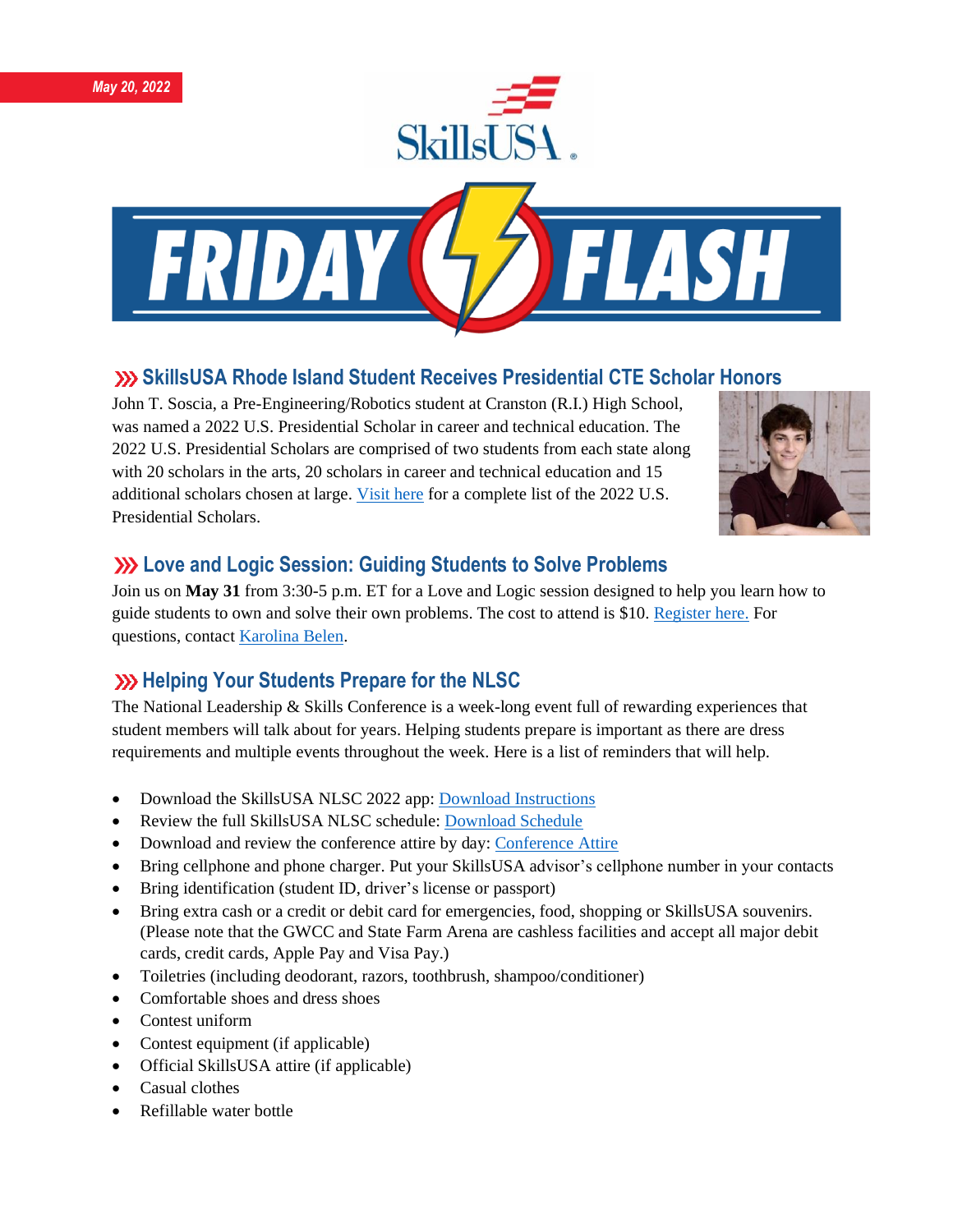*May 20, 2022*

# SkillsUSA Friday Flash

## SkillsUSA Rhode Island Student Receives Presidential CTE Scholar Honors

John T. Soscia, a Pre-Engineering/Robotics student at Cranston (R.I.) High School, was named a 2022 U.S. Presidential Scholar in career and technical education. The 2022 U.S. Presidential Scholars are comprised of two students from each state along with 20 scholars in the arts, 20 scholars in career and technical education and 15 additional scholars chosen at large. Visit here for a complete list of the 2022 U.S. Presidential Scholars.

## Love and Logic Session: Guiding Students to Solve Problems

Join us on **May 31** from 3:30-5 p.m. ET for a Love and Logic session designed to help you learn how to guide students to own and solve their own problems. The cost to attend is $10. Register here. For questions, contact Karolina Belen.

## Helping Your Students Prepare for the NLSC

The National Leadership & Skills Conference is a week-long event full of rewarding experiences that student members will talk about for years. Helping students prepare is important as there are dress requirements and multiple events throughout the week. Here is a list of reminders that will help.

- Download the SkillsUSA NLSC 2022 app: Download Instructions
- Review the full SkillsUSA NLSC schedule: Download Schedule
- Download and review the conference attire by day: Conference Attire
- Bring cellphone and phone charger. Put your SkillsUSA advisor's cellphone number in your contacts
- Bring identification (student ID, driver's license or passport)
- Bring extra cash or a credit or debit card for emergencies, food, shopping or SkillsUSA souvenirs. (Please note that the GWCC and State Farm Arena are cashless facilities and accept all major debit cards, credit cards, Apple Pay and Visa Pay.)
- Toiletries (including deodorant, razors, toothbrush, shampoo/conditioner)
- Comfortable shoes and dress shoes
- Contest uniform
- Contest equipment (if applicable)
- Official SkillsUSA attire (if applicable)
- Casual clothes
- Refillable water bottle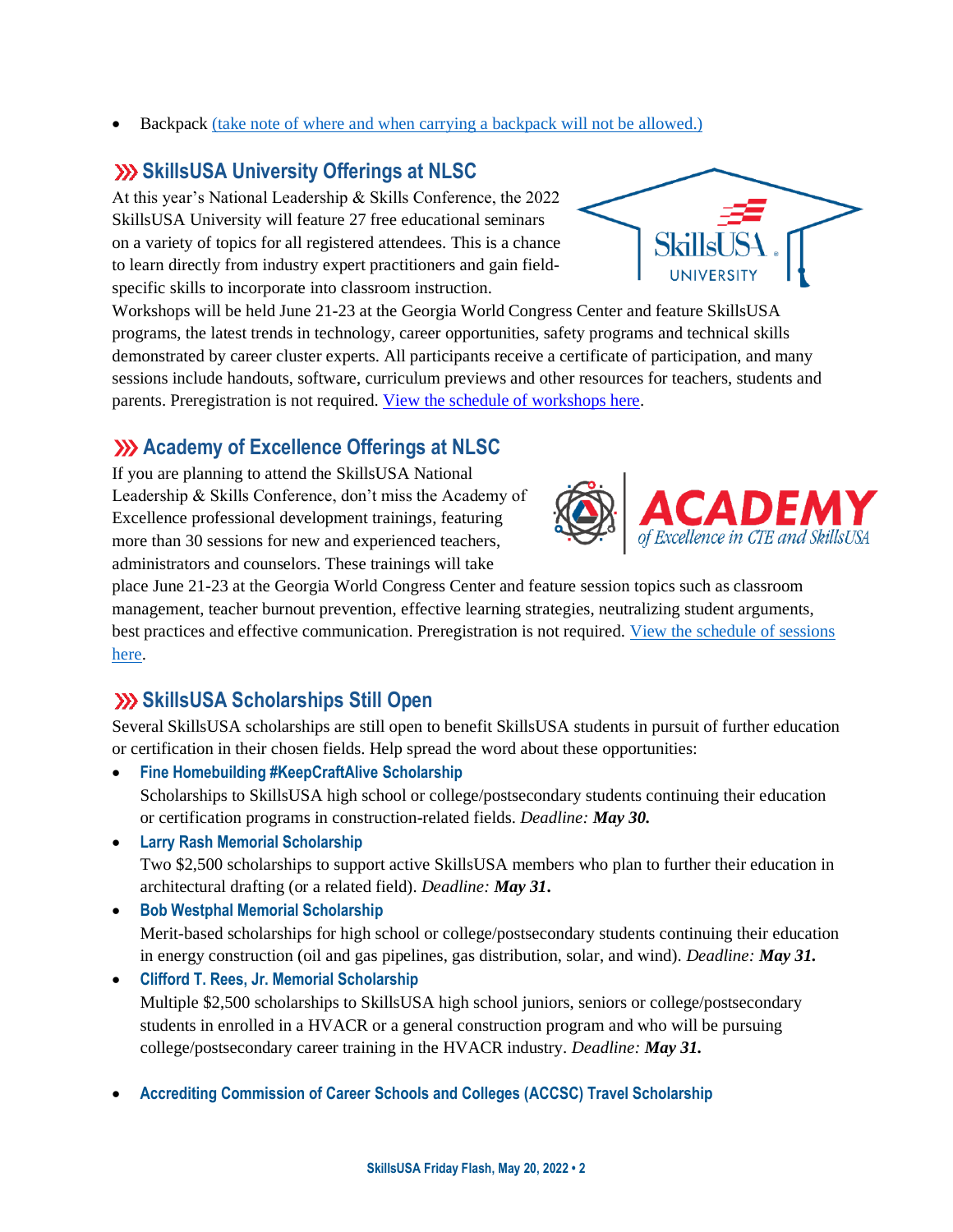- Backpack (take note of where and when carrying a backpack will not be allowed.)

## SkillsUSA University Offerings at NLSC

At this year's National Leadership & Skills Conference, the 2022 SkillsUSA University will feature 27 free educational seminars on a variety of topics for all registered attendees. This is a chance to learn directly from industry expert practitioners and gain field-specific skills to incorporate into classroom instruction. Workshops will be held June 21-23 at the Georgia World Congress Center and feature SkillsUSA programs, the latest trends in technology, career opportunities, safety programs and technical skills demonstrated by career cluster experts. All participants receive a certificate of participation, and many sessions include handouts, software, curriculum previews and other resources for teachers, students and parents. Preregistration is not required. View the schedule of workshops here.

## Academy of Excellence Offerings at NLSC

If you are planning to attend the SkillsUSA National Leadership & Skills Conference, don't miss the Academy of Excellence professional development trainings, featuring more than 30 sessions for new and experienced teachers, administrators and counselors. These trainings will take place June 21-23 at the Georgia World Congress Center and feature session topics such as classroom management, teacher burnout prevention, effective learning strategies, neutralizing student arguments, best practices and effective communication. Preregistration is not required. View the schedule of sessions here.

## SkillsUSA Scholarships Still Open

Several SkillsUSA scholarships are still open to benefit SkillsUSA students in pursuit of further education or certification in their chosen fields. Help spread the word about these opportunities:

- **Fine Homebuilding #KeepCraftAlive Scholarship**
  Scholarships to SkillsUSA high school or college/postsecondary students continuing their education or certification programs in construction-related fields. *Deadline: **May 30.***
- **Larry Rash Memorial Scholarship**
  Two $2,500 scholarships to support active SkillsUSA members who plan to further their education in architectural drafting (or a related field). *Deadline: **May 31.***
- **Bob Westphal Memorial Scholarship**
  Merit-based scholarships for high school or college/postsecondary students continuing their education in energy construction (oil and gas pipelines, gas distribution, solar, and wind). *Deadline: **May 31.***
- **Clifford T. Rees, Jr. Memorial Scholarship**
  Multiple $2,500 scholarships to SkillsUSA high school juniors, seniors or college/postsecondary students in enrolled in a HVACR or a general construction program and who will be pursuing college/postsecondary career training in the HVACR industry. *Deadline: **May 31.***
- **Accrediting Commission of Career Schools and Colleges (ACCSC) Travel Scholarship**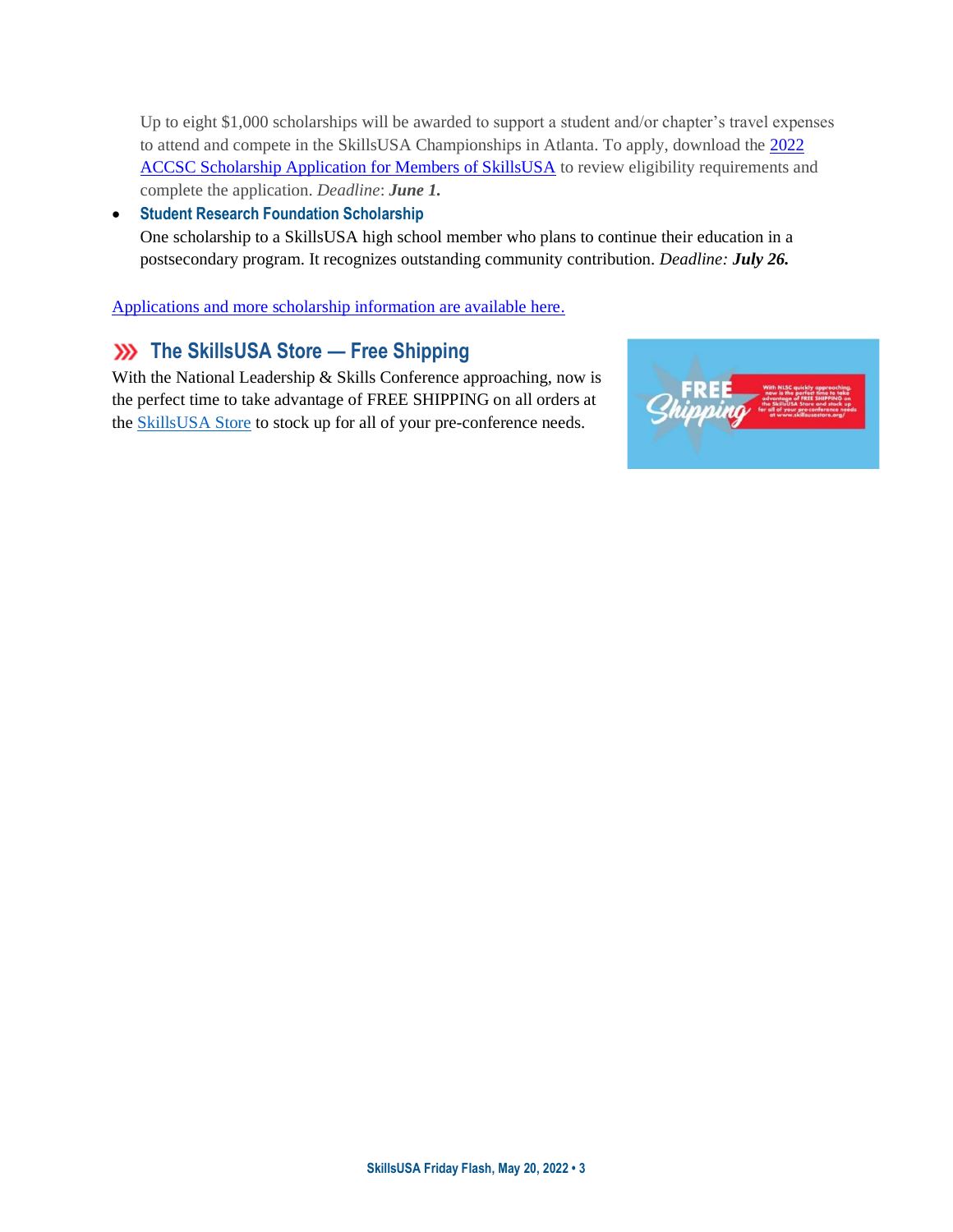Up to eight $1,000 scholarships will be awarded to support a student and/or chapter's travel expenses to attend and compete in the SkillsUSA Championships in Atlanta. To apply, download the 2022 ACCSC Scholarship Application for Members of SkillsUSA to review eligibility requirements and complete the application. *Deadline*: ***June 1.***

- **Student Research Foundation Scholarship**
  One scholarship to a SkillsUSA high school member who plans to continue their education in a postsecondary program. It recognizes outstanding community contribution. *Deadline:* ***July 26.***

Applications and more scholarship information are available here.

## The SkillsUSA Store — Free Shipping

With the National Leadership & Skills Conference approaching, now is the perfect time to take advantage of FREE SHIPPING on all orders at the SkillsUSA Store to stock up for all of your pre-conference needs.